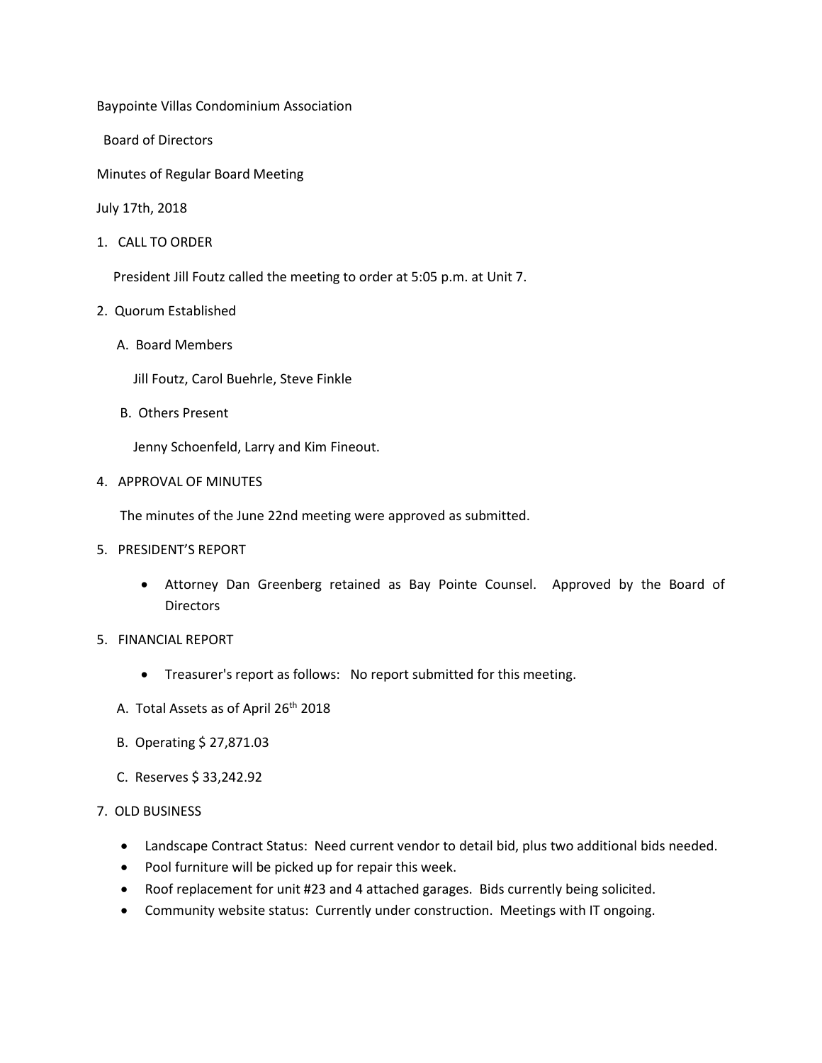Baypointe Villas Condominium Association

Board of Directors

Minutes of Regular Board Meeting

July 17th, 2018

1. CALL TO ORDER

   President Jill Foutz called the meeting to order at 5:05 p.m. at Unit 7.

2. Quorum Established

   A. Board Members

      Jill Foutz, Carol Buehrle, Steve Finkle

   B. Others Present

      Jenny Schoenfeld, Larry and Kim Fineout.

4. APPROVAL OF MINUTES

   The minutes of the June 22nd meeting were approved as submitted.

5. PRESIDENT'S REPORT

   - Attorney Dan Greenberg retained as Bay Pointe Counsel. Approved by the Board of Directors

5. FINANCIAL REPORT

   - Treasurer's report as follows: No report submitted for this meeting.

   A. Total Assets as of April 26th 2018

   B. Operating $ 27,871.03

   C. Reserves $ 33,242.92

7. OLD BUSINESS

   - Landscape Contract Status: Need current vendor to detail bid, plus two additional bids needed.
   - Pool furniture will be picked up for repair this week.
   - Roof replacement for unit #23 and 4 attached garages. Bids currently being solicited.
   - Community website status: Currently under construction. Meetings with IT ongoing.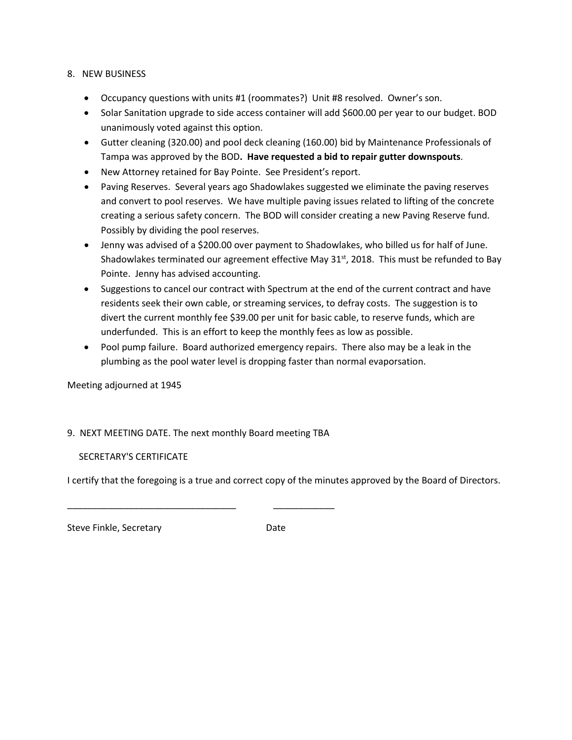8. NEW BUSINESS

- Occupancy questions with units #1 (roommates?) Unit #8 resolved. Owner's son.
- Solar Sanitation upgrade to side access container will add $600.00 per year to our budget. BOD unanimously voted against this option.
- Gutter cleaning (320.00) and pool deck cleaning (160.00) bid by Maintenance Professionals of Tampa was approved by the BOD**. Have requested a bid to repair gutter downspouts**.
- New Attorney retained for Bay Pointe. See President's report.
- Paving Reserves. Several years ago Shadowlakes suggested we eliminate the paving reserves and convert to pool reserves. We have multiple paving issues related to lifting of the concrete creating a serious safety concern. The BOD will consider creating a new Paving Reserve fund. Possibly by dividing the pool reserves.
- Jenny was advised of a $200.00 over payment to Shadowlakes, who billed us for half of June. Shadowlakes terminated our agreement effective May 31st, 2018. This must be refunded to Bay Pointe. Jenny has advised accounting.
- Suggestions to cancel our contract with Spectrum at the end of the current contract and have residents seek their own cable, or streaming services, to defray costs. The suggestion is to divert the current monthly fee $39.00 per unit for basic cable, to reserve funds, which are underfunded. This is an effort to keep the monthly fees as low as possible.
- Pool pump failure. Board authorized emergency repairs. There also may be a leak in the plumbing as the pool water level is dropping faster than normal evaporsation.

Meeting adjourned at 1945

9. NEXT MEETING DATE. The next monthly Board meeting TBA

SECRETARY'S CERTIFICATE

I certify that the foregoing is a true and correct copy of the minutes approved by the Board of Directors.

________________________________ ____________

Steve Finkle, Secretary Date